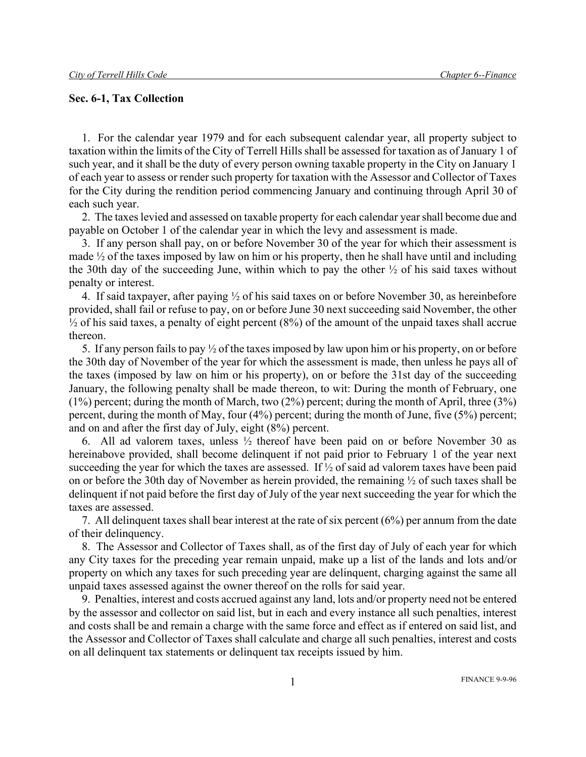## Sec. 6-1, Tax Collection

1. For the calendar year 1979 and for each subsequent calendar year, all property subject to taxation within the limits of the City of Terrell Hills shall be assessed for taxation as of January 1 of such year, and it shall be the duty of every person owning taxable property in the City on January 1 of each year to assess or render such property for taxation with the Assessor and Collector of Taxes for the City during the rendition period commencing January and continuing through April 30 of each such year.

2. The taxes levied and assessed on taxable property for each calendar year shall become due and payable on October 1 of the calendar year in which the levy and assessment is made.

3. If any person shall pay, on or before November 30 of the year for which their assessment is made ½ of the taxes imposed by law on him or his property, then he shall have until and including the 30th day of the succeeding June, within which to pay the other ½ of his said taxes without penalty or interest.

4. If said taxpayer, after paying ½ of his said taxes on or before November 30, as hereinbefore provided, shall fail or refuse to pay, on or before June 30 next succeeding said November, the other ½ of his said taxes, a penalty of eight percent (8%) of the amount of the unpaid taxes shall accrue thereon.

5. If any person fails to pay ½ of the taxes imposed by law upon him or his property, on or before the 30th day of November of the year for which the assessment is made, then unless he pays all of the taxes (imposed by law on him or his property), on or before the 31st day of the succeeding January, the following penalty shall be made thereon, to wit: During the month of February, one (1%) percent; during the month of March, two (2%) percent; during the month of April, three (3%) percent, during the month of May, four (4%) percent; during the month of June, five (5%) percent; and on and after the first day of July, eight (8%) percent.

6. All ad valorem taxes, unless ½ thereof have been paid on or before November 30 as hereinabove provided, shall become delinquent if not paid prior to February 1 of the year next succeeding the year for which the taxes are assessed. If ½ of said ad valorem taxes have been paid on or before the 30th day of November as herein provided, the remaining ½ of such taxes shall be delinquent if not paid before the first day of July of the year next succeeding the year for which the taxes are assessed.

7. All delinquent taxes shall bear interest at the rate of six percent (6%) per annum from the date of their delinquency.

8. The Assessor and Collector of Taxes shall, as of the first day of July of each year for which any City taxes for the preceding year remain unpaid, make up a list of the lands and lots and/or property on which any taxes for such preceding year are delinquent, charging against the same all unpaid taxes assessed against the owner thereof on the rolls for said year.

9. Penalties, interest and costs accrued against any land, lots and/or property need not be entered by the assessor and collector on said list, but in each and every instance all such penalties, interest and costs shall be and remain a charge with the same force and effect as if entered on said list, and the Assessor and Collector of Taxes shall calculate and charge all such penalties, interest and costs on all delinquent tax statements or delinquent tax receipts issued by him.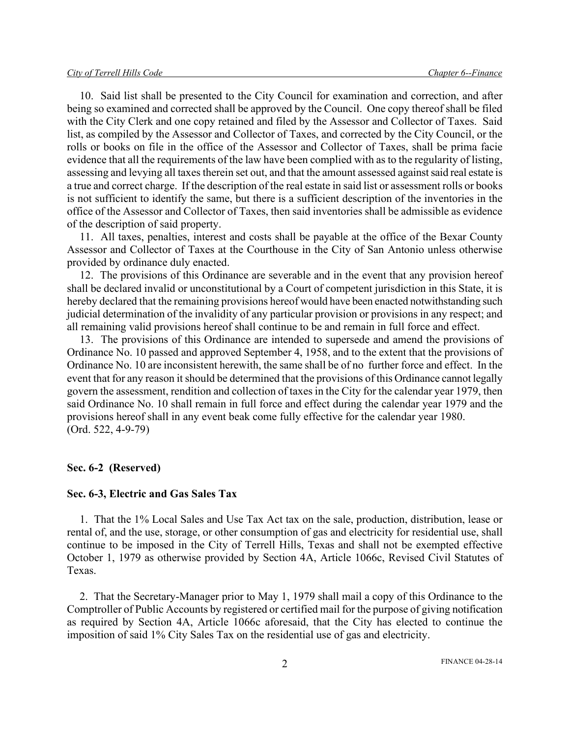10. Said list shall be presented to the City Council for examination and correction, and after being so examined and corrected shall be approved by the Council. One copy thereof shall be filed with the City Clerk and one copy retained and filed by the Assessor and Collector of Taxes. Said list, as compiled by the Assessor and Collector of Taxes, and corrected by the City Council, or the rolls or books on file in the office of the Assessor and Collector of Taxes, shall be prima facie evidence that all the requirements of the law have been complied with as to the regularity of listing, assessing and levying all taxes therein set out, and that the amount assessed against said real estate is a true and correct charge. If the description of the real estate in said list or assessment rolls or books is not sufficient to identify the same, but there is a sufficient description of the inventories in the office of the Assessor and Collector of Taxes, then said inventories shall be admissible as evidence of the description of said property.

11. All taxes, penalties, interest and costs shall be payable at the office of the Bexar County Assessor and Collector of Taxes at the Courthouse in the City of San Antonio unless otherwise provided by ordinance duly enacted.

12. The provisions of this Ordinance are severable and in the event that any provision hereof shall be declared invalid or unconstitutional by a Court of competent jurisdiction in this State, it is hereby declared that the remaining provisions hereof would have been enacted notwithstanding such judicial determination of the invalidity of any particular provision or provisions in any respect; and all remaining valid provisions hereof shall continue to be and remain in full force and effect.

13. The provisions of this Ordinance are intended to supersede and amend the provisions of Ordinance No. 10 passed and approved September 4, 1958, and to the extent that the provisions of Ordinance No. 10 are inconsistent herewith, the same shall be of no further force and effect. In the event that for any reason it should be determined that the provisions of this Ordinance cannot legally govern the assessment, rendition and collection of taxes in the City for the calendar year 1979, then said Ordinance No. 10 shall remain in full force and effect during the calendar year 1979 and the provisions hereof shall in any event beak come fully effective for the calendar year 1980.
(Ord. 522, 4-9-79)

**Sec. 6-2 (Reserved)**

**Sec. 6-3, Electric and Gas Sales Tax**

1. That the 1% Local Sales and Use Tax Act tax on the sale, production, distribution, lease or rental of, and the use, storage, or other consumption of gas and electricity for residential use, shall continue to be imposed in the City of Terrell Hills, Texas and shall not be exempted effective October 1, 1979 as otherwise provided by Section 4A, Article 1066c, Revised Civil Statutes of Texas.

2. That the Secretary-Manager prior to May 1, 1979 shall mail a copy of this Ordinance to the Comptroller of Public Accounts by registered or certified mail for the purpose of giving notification as required by Section 4A, Article 1066c aforesaid, that the City has elected to continue the imposition of said 1% City Sales Tax on the residential use of gas and electricity.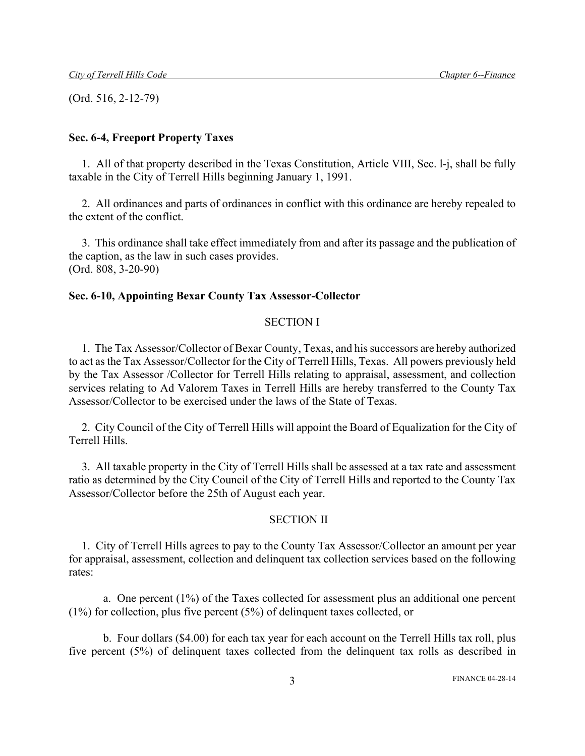(Ord. 516, 2-12-79)

**Sec. 6-4, Freeport Property Taxes**

1. All of that property described in the Texas Constitution, Article VIII, Sec. l-j, shall be fully taxable in the City of Terrell Hills beginning January 1, 1991.

2. All ordinances and parts of ordinances in conflict with this ordinance are hereby repealed to the extent of the conflict.

3. This ordinance shall take effect immediately from and after its passage and the publication of the caption, as the law in such cases provides.
(Ord. 808, 3-20-90)

**Sec. 6-10, Appointing Bexar County Tax Assessor-Collector**

SECTION I

1. The Tax Assessor/Collector of Bexar County, Texas, and his successors are hereby authorized to act as the Tax Assessor/Collector for the City of Terrell Hills, Texas. All powers previously held by the Tax Assessor /Collector for Terrell Hills relating to appraisal, assessment, and collection services relating to Ad Valorem Taxes in Terrell Hills are hereby transferred to the County Tax Assessor/Collector to be exercised under the laws of the State of Texas.

2. City Council of the City of Terrell Hills will appoint the Board of Equalization for the City of Terrell Hills.

3. All taxable property in the City of Terrell Hills shall be assessed at a tax rate and assessment ratio as determined by the City Council of the City of Terrell Hills and reported to the County Tax Assessor/Collector before the 25th of August each year.

SECTION II

1. City of Terrell Hills agrees to pay to the County Tax Assessor/Collector an amount per year for appraisal, assessment, collection and delinquent tax collection services based on the following rates:

a. One percent (1%) of the Taxes collected for assessment plus an additional one percent (1%) for collection, plus five percent (5%) of delinquent taxes collected, or

b. Four dollars ($4.00) for each tax year for each account on the Terrell Hills tax roll, plus five percent (5%) of delinquent taxes collected from the delinquent tax rolls as described in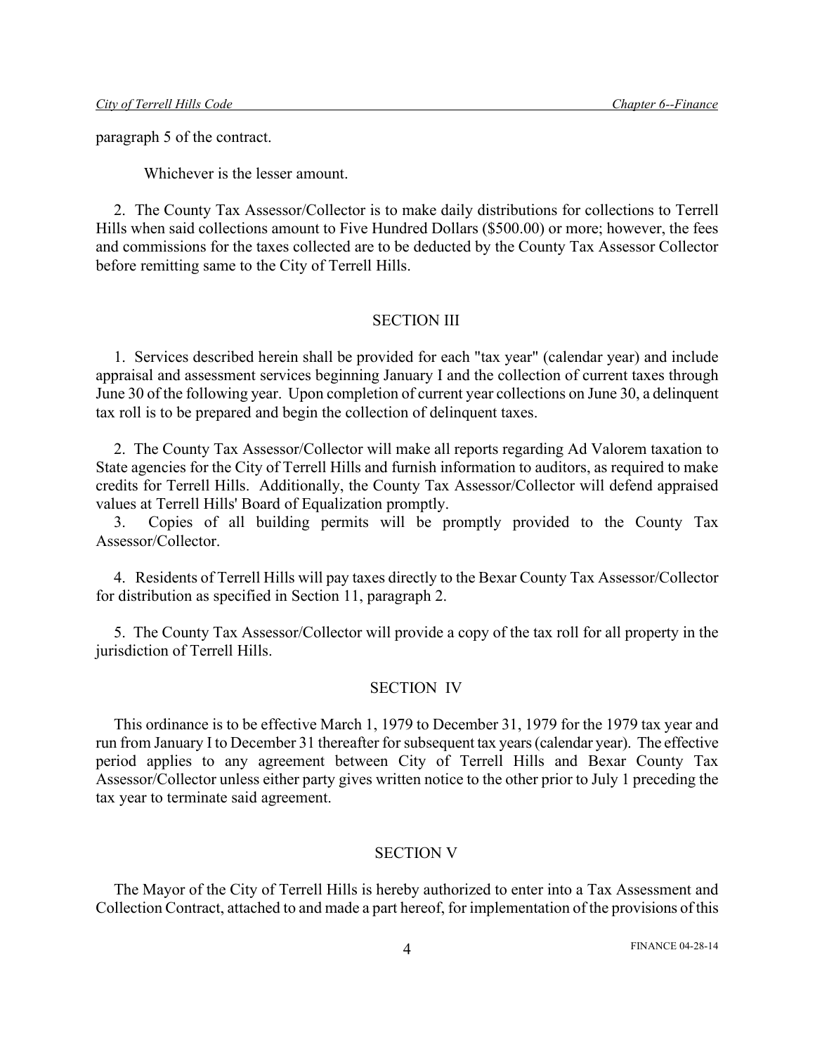paragraph 5 of the contract.

Whichever is the lesser amount.

2. The County Tax Assessor/Collector is to make daily distributions for collections to Terrell Hills when said collections amount to Five Hundred Dollars ($500.00) or more; however, the fees and commissions for the taxes collected are to be deducted by the County Tax Assessor Collector before remitting same to the City of Terrell Hills.

## SECTION III

1. Services described herein shall be provided for each "tax year" (calendar year) and include appraisal and assessment services beginning January I and the collection of current taxes through June 30 of the following year. Upon completion of current year collections on June 30, a delinquent tax roll is to be prepared and begin the collection of delinquent taxes.

2. The County Tax Assessor/Collector will make all reports regarding Ad Valorem taxation to State agencies for the City of Terrell Hills and furnish information to auditors, as required to make credits for Terrell Hills. Additionally, the County Tax Assessor/Collector will defend appraised values at Terrell Hills' Board of Equalization promptly.

3. Copies of all building permits will be promptly provided to the County Tax Assessor/Collector.

4. Residents of Terrell Hills will pay taxes directly to the Bexar County Tax Assessor/Collector for distribution as specified in Section 11, paragraph 2.

5. The County Tax Assessor/Collector will provide a copy of the tax roll for all property in the jurisdiction of Terrell Hills.

## SECTION IV

This ordinance is to be effective March 1, 1979 to December 31, 1979 for the 1979 tax year and run from January I to December 31 thereafter for subsequent tax years (calendar year). The effective period applies to any agreement between City of Terrell Hills and Bexar County Tax Assessor/Collector unless either party gives written notice to the other prior to July 1 preceding the tax year to terminate said agreement.

## SECTION V

The Mayor of the City of Terrell Hills is hereby authorized to enter into a Tax Assessment and Collection Contract, attached to and made a part hereof, for implementation of the provisions of this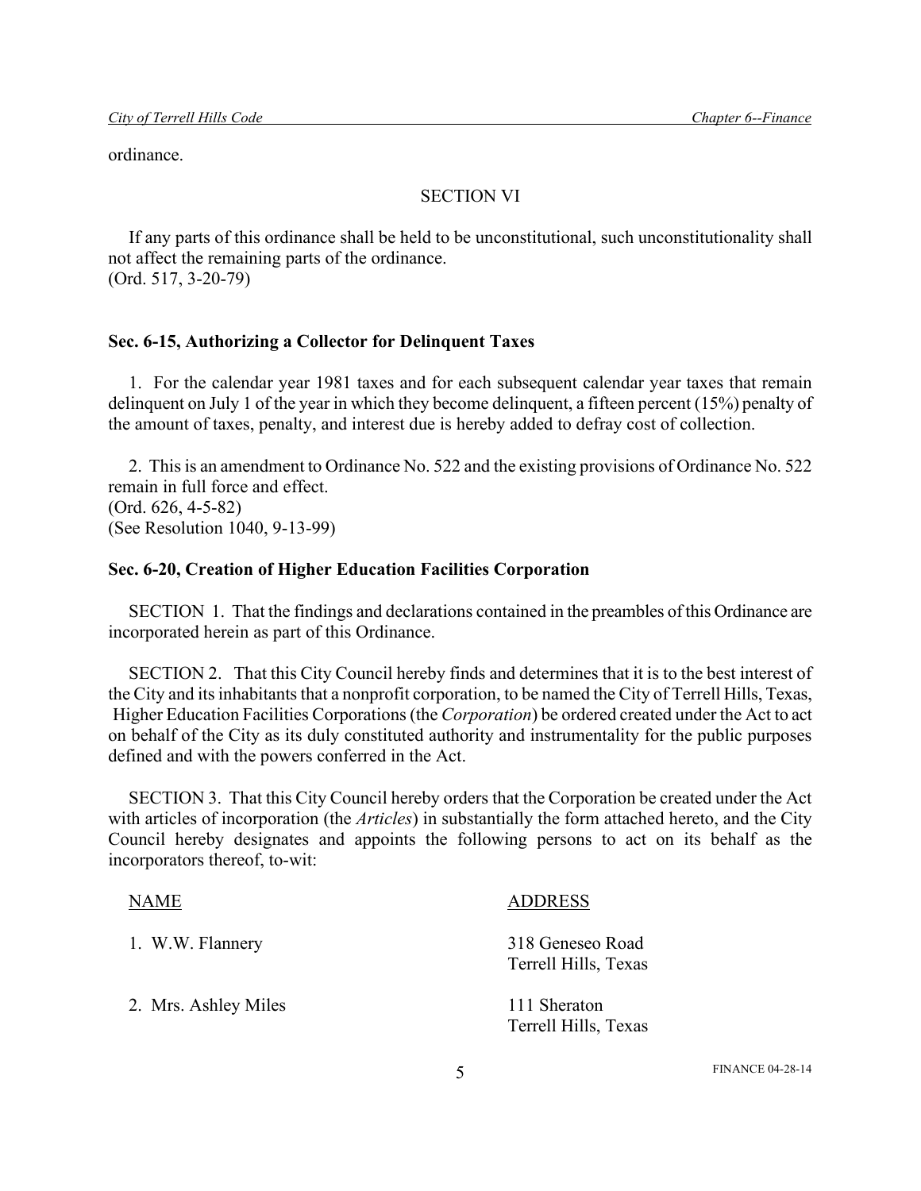ordinance.

SECTION VI

If any parts of this ordinance shall be held to be unconstitutional, such unconstitutionality shall not affect the remaining parts of the ordinance.
(Ord. 517, 3-20-79)

**Sec. 6-15, Authorizing a Collector for Delinquent Taxes**

1. For the calendar year 1981 taxes and for each subsequent calendar year taxes that remain delinquent on July 1 of the year in which they become delinquent, a fifteen percent (15%) penalty of the amount of taxes, penalty, and interest due is hereby added to defray cost of collection.

2. This is an amendment to Ordinance No. 522 and the existing provisions of Ordinance No. 522 remain in full force and effect.
(Ord. 626, 4-5-82)
(See Resolution 1040, 9-13-99)

**Sec. 6-20, Creation of Higher Education Facilities Corporation**

SECTION 1. That the findings and declarations contained in the preambles of this Ordinance are incorporated herein as part of this Ordinance.

SECTION 2. That this City Council hereby finds and determines that it is to the best interest of the City and its inhabitants that a nonprofit corporation, to be named the City of Terrell Hills, Texas, Higher Education Facilities Corporations (the *Corporation*) be ordered created under the Act to act on behalf of the City as its duly constituted authority and instrumentality for the public purposes defined and with the powers conferred in the Act.

SECTION 3. That this City Council hereby orders that the Corporation be created under the Act with articles of incorporation (the *Articles*) in substantially the form attached hereto, and the City Council hereby designates and appoints the following persons to act on its behalf as the incorporators thereof, to-wit:

| NAME | ADDRESS |
|---|---|
| 1. W.W. Flannery | 318 Geneseo Road<br>Terrell Hills, Texas |
| 2. Mrs. Ashley Miles | 111 Sheraton<br>Terrell Hills, Texas |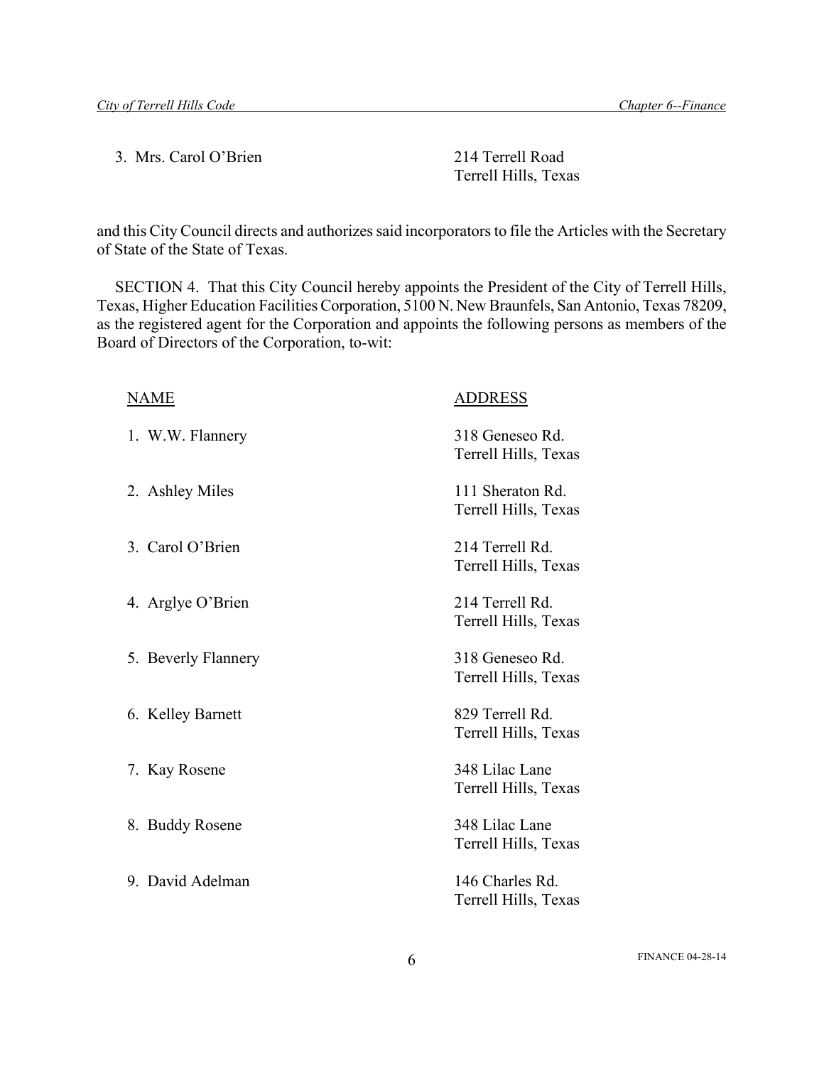3. Mrs. Carol O'Brien — 214 Terrell Road, Terrell Hills, Texas

and this City Council directs and authorizes said incorporators to file the Articles with the Secretary of State of the State of Texas.

SECTION 4. That this City Council hereby appoints the President of the City of Terrell Hills, Texas, Higher Education Facilities Corporation, 5100 N. New Braunfels, San Antonio, Texas 78209, as the registered agent for the Corporation and appoints the following persons as members of the Board of Directors of the Corporation, to-wit:

| NAME | ADDRESS |
|---|---|
| 1. W.W. Flannery | 318 Geneseo Rd. Terrell Hills, Texas |
| 2. Ashley Miles | 111 Sheraton Rd. Terrell Hills, Texas |
| 3. Carol O'Brien | 214 Terrell Rd. Terrell Hills, Texas |
| 4. Arglye O'Brien | 214 Terrell Rd. Terrell Hills, Texas |
| 5. Beverly Flannery | 318 Geneseo Rd. Terrell Hills, Texas |
| 6. Kelley Barnett | 829 Terrell Rd. Terrell Hills, Texas |
| 7. Kay Rosene | 348 Lilac Lane Terrell Hills, Texas |
| 8. Buddy Rosene | 348 Lilac Lane Terrell Hills, Texas |
| 9. David Adelman | 146 Charles Rd. Terrell Hills, Texas |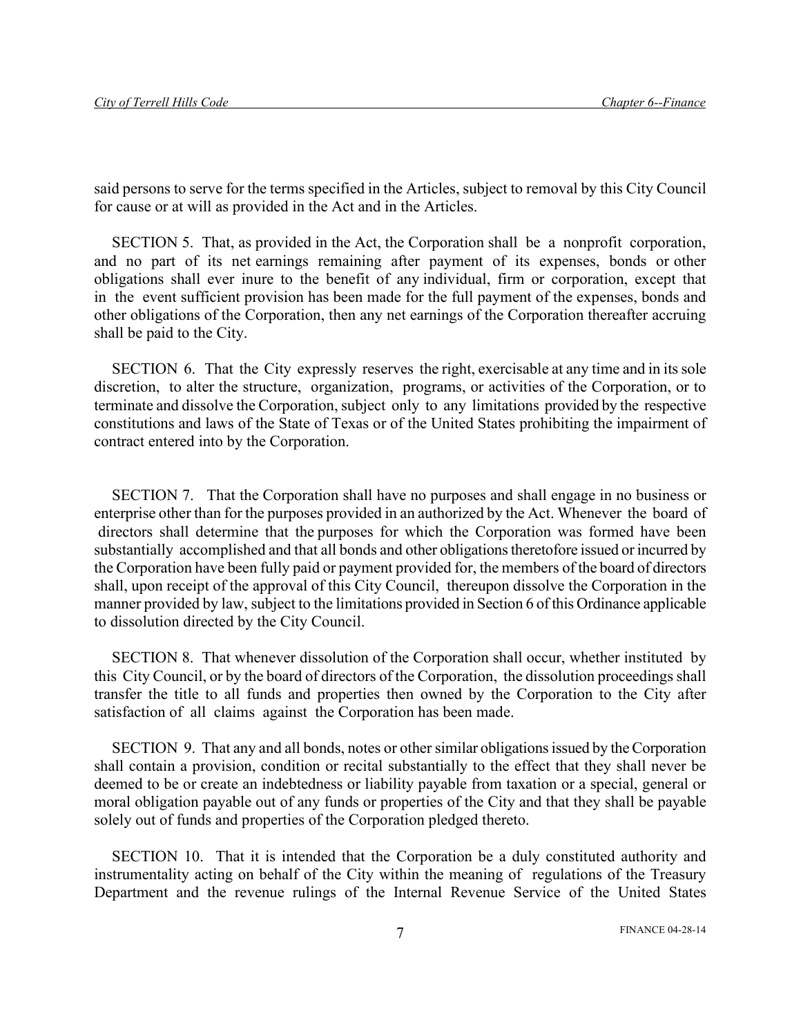said persons to serve for the terms specified in the Articles, subject to removal by this City Council for cause or at will as provided in the Act and in the Articles.

SECTION 5. That, as provided in the Act, the Corporation shall be a nonprofit corporation, and no part of its net earnings remaining after payment of its expenses, bonds or other obligations shall ever inure to the benefit of any individual, firm or corporation, except that in the event sufficient provision has been made for the full payment of the expenses, bonds and other obligations of the Corporation, then any net earnings of the Corporation thereafter accruing shall be paid to the City.

SECTION 6. That the City expressly reserves the right, exercisable at any time and in its sole discretion, to alter the structure, organization, programs, or activities of the Corporation, or to terminate and dissolve the Corporation, subject only to any limitations provided by the respective constitutions and laws of the State of Texas or of the United States prohibiting the impairment of contract entered into by the Corporation.

SECTION 7. That the Corporation shall have no purposes and shall engage in no business or enterprise other than for the purposes provided in an authorized by the Act. Whenever the board of directors shall determine that the purposes for which the Corporation was formed have been substantially accomplished and that all bonds and other obligations theretofore issued or incurred by the Corporation have been fully paid or payment provided for, the members of the board of directors shall, upon receipt of the approval of this City Council, thereupon dissolve the Corporation in the manner provided by law, subject to the limitations provided in Section 6 of this Ordinance applicable to dissolution directed by the City Council.

SECTION 8. That whenever dissolution of the Corporation shall occur, whether instituted by this City Council, or by the board of directors of the Corporation, the dissolution proceedings shall transfer the title to all funds and properties then owned by the Corporation to the City after satisfaction of all claims against the Corporation has been made.

SECTION 9. That any and all bonds, notes or other similar obligations issued by the Corporation shall contain a provision, condition or recital substantially to the effect that they shall never be deemed to be or create an indebtedness or liability payable from taxation or a special, general or moral obligation payable out of any funds or properties of the City and that they shall be payable solely out of funds and properties of the Corporation pledged thereto.

SECTION 10. That it is intended that the Corporation be a duly constituted authority and instrumentality acting on behalf of the City within the meaning of regulations of the Treasury Department and the revenue rulings of the Internal Revenue Service of the United States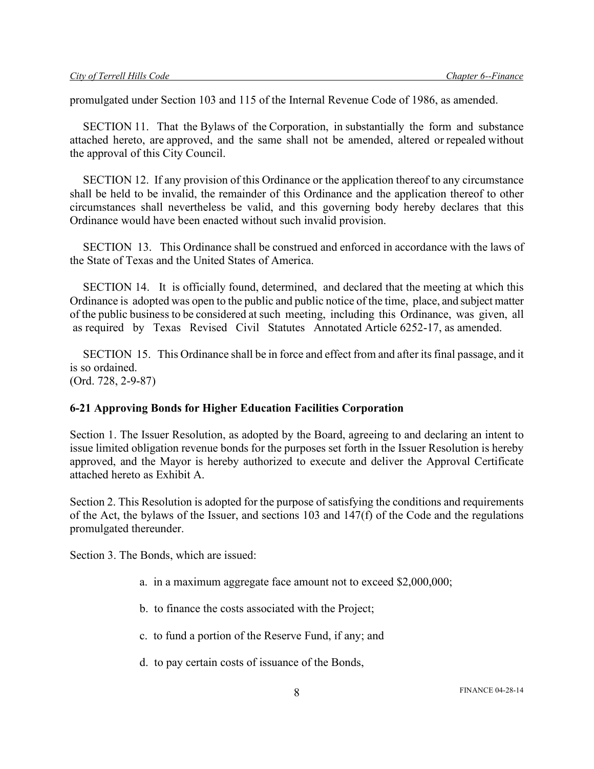promulgated under Section 103 and 115 of the Internal Revenue Code of 1986, as amended.

SECTION 11. That the Bylaws of the Corporation, in substantially the form and substance attached hereto, are approved, and the same shall not be amended, altered or repealed without the approval of this City Council.

SECTION 12. If any provision of this Ordinance or the application thereof to any circumstance shall be held to be invalid, the remainder of this Ordinance and the application thereof to other circumstances shall nevertheless be valid, and this governing body hereby declares that this Ordinance would have been enacted without such invalid provision.

SECTION 13. This Ordinance shall be construed and enforced in accordance with the laws of the State of Texas and the United States of America.

SECTION 14. It is officially found, determined, and declared that the meeting at which this Ordinance is adopted was open to the public and public notice of the time, place, and subject matter of the public business to be considered at such meeting, including this Ordinance, was given, all as required by Texas Revised Civil Statutes Annotated Article 6252-17, as amended.

SECTION 15. This Ordinance shall be in force and effect from and after its final passage, and it is so ordained.
(Ord. 728, 2-9-87)

### 6-21 Approving Bonds for Higher Education Facilities Corporation

Section 1. The Issuer Resolution, as adopted by the Board, agreeing to and declaring an intent to issue limited obligation revenue bonds for the purposes set forth in the Issuer Resolution is hereby approved, and the Mayor is hereby authorized to execute and deliver the Approval Certificate attached hereto as Exhibit A.

Section 2. This Resolution is adopted for the purpose of satisfying the conditions and requirements of the Act, the bylaws of the Issuer, and sections 103 and 147(f) of the Code and the regulations promulgated thereunder.

Section 3. The Bonds, which are issued:

a. in a maximum aggregate face amount not to exceed $2,000,000;

b. to finance the costs associated with the Project;

c. to fund a portion of the Reserve Fund, if any; and

d. to pay certain costs of issuance of the Bonds,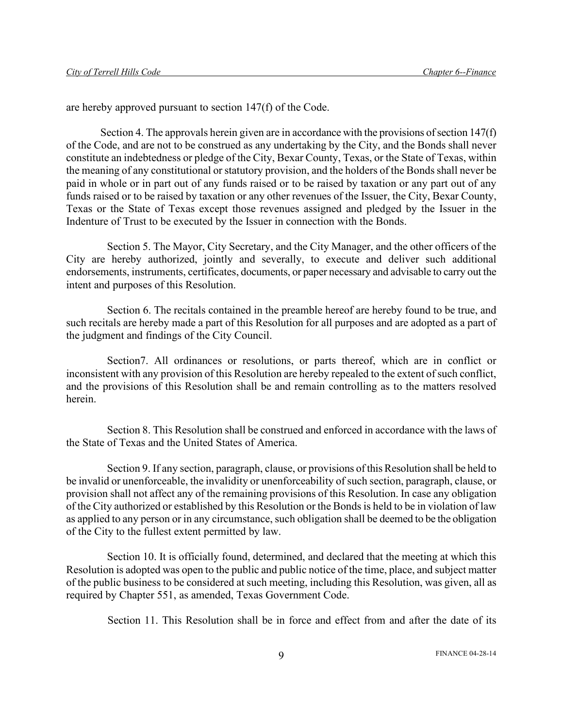are hereby approved pursuant to section 147(f) of the Code.

Section 4. The approvals herein given are in accordance with the provisions of section 147(f) of the Code, and are not to be construed as any undertaking by the City, and the Bonds shall never constitute an indebtedness or pledge of the City, Bexar County, Texas, or the State of Texas, within the meaning of any constitutional or statutory provision, and the holders of the Bonds shall never be paid in whole or in part out of any funds raised or to be raised by taxation or any part out of any funds raised or to be raised by taxation or any other revenues of the Issuer, the City, Bexar County, Texas or the State of Texas except those revenues assigned and pledged by the Issuer in the Indenture of Trust to be executed by the Issuer in connection with the Bonds.

Section 5. The Mayor, City Secretary, and the City Manager, and the other officers of the City are hereby authorized, jointly and severally, to execute and deliver such additional endorsements, instruments, certificates, documents, or paper necessary and advisable to carry out the intent and purposes of this Resolution.

Section 6. The recitals contained in the preamble hereof are hereby found to be true, and such recitals are hereby made a part of this Resolution for all purposes and are adopted as a part of the judgment and findings of the City Council.

Section7. All ordinances or resolutions, or parts thereof, which are in conflict or inconsistent with any provision of this Resolution are hereby repealed to the extent of such conflict, and the provisions of this Resolution shall be and remain controlling as to the matters resolved herein.

Section 8. This Resolution shall be construed and enforced in accordance with the laws of the State of Texas and the United States of America.

Section 9. If any section, paragraph, clause, or provisions of this Resolution shall be held to be invalid or unenforceable, the invalidity or unenforceability of such section, paragraph, clause, or provision shall not affect any of the remaining provisions of this Resolution. In case any obligation of the City authorized or established by this Resolution or the Bonds is held to be in violation of law as applied to any person or in any circumstance, such obligation shall be deemed to be the obligation of the City to the fullest extent permitted by law.

Section 10. It is officially found, determined, and declared that the meeting at which this Resolution is adopted was open to the public and public notice of the time, place, and subject matter of the public business to be considered at such meeting, including this Resolution, was given, all as required by Chapter 551, as amended, Texas Government Code.

Section 11. This Resolution shall be in force and effect from and after the date of its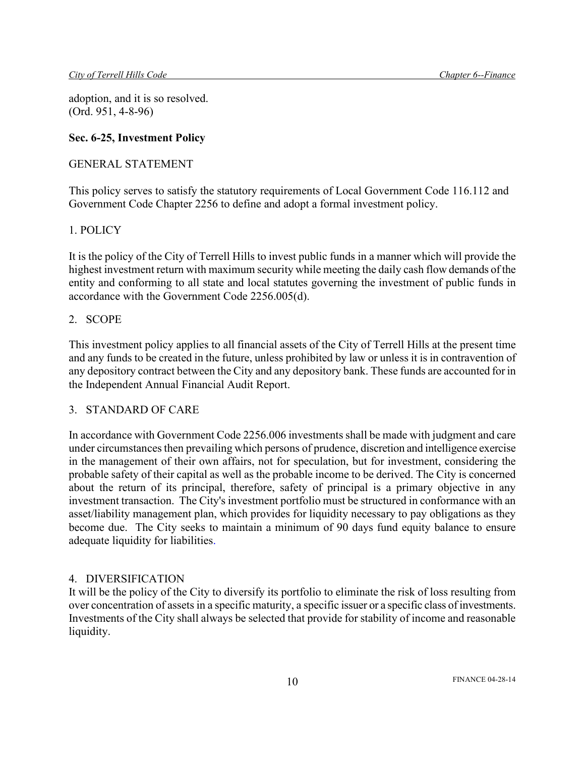adoption, and it is so resolved.
(Ord. 951, 4-8-96)

**Sec. 6-25, Investment Policy**

GENERAL STATEMENT

This policy serves to satisfy the statutory requirements of Local Government Code 116.112 and Government Code Chapter 2256 to define and adopt a formal investment policy.

1. POLICY

It is the policy of the City of Terrell Hills to invest public funds in a manner which will provide the highest investment return with maximum security while meeting the daily cash flow demands of the entity and conforming to all state and local statutes governing the investment of public funds in accordance with the Government Code 2256.005(d).

2. SCOPE

This investment policy applies to all financial assets of the City of Terrell Hills at the present time and any funds to be created in the future, unless prohibited by law or unless it is in contravention of any depository contract between the City and any depository bank. These funds are accounted for in the Independent Annual Financial Audit Report.

3. STANDARD OF CARE

In accordance with Government Code 2256.006 investments shall be made with judgment and care under circumstances then prevailing which persons of prudence, discretion and intelligence exercise in the management of their own affairs, not for speculation, but for investment, considering the probable safety of their capital as well as the probable income to be derived. The City is concerned about the return of its principal, therefore, safety of principal is a primary objective in any investment transaction. The City's investment portfolio must be structured in conformance with an asset/liability management plan, which provides for liquidity necessary to pay obligations as they become due. The City seeks to maintain a minimum of 90 days fund equity balance to ensure adequate liquidity for liabilities.

4. DIVERSIFICATION

It will be the policy of the City to diversify its portfolio to eliminate the risk of loss resulting from over concentration of assets in a specific maturity, a specific issuer or a specific class of investments. Investments of the City shall always be selected that provide for stability of income and reasonable liquidity.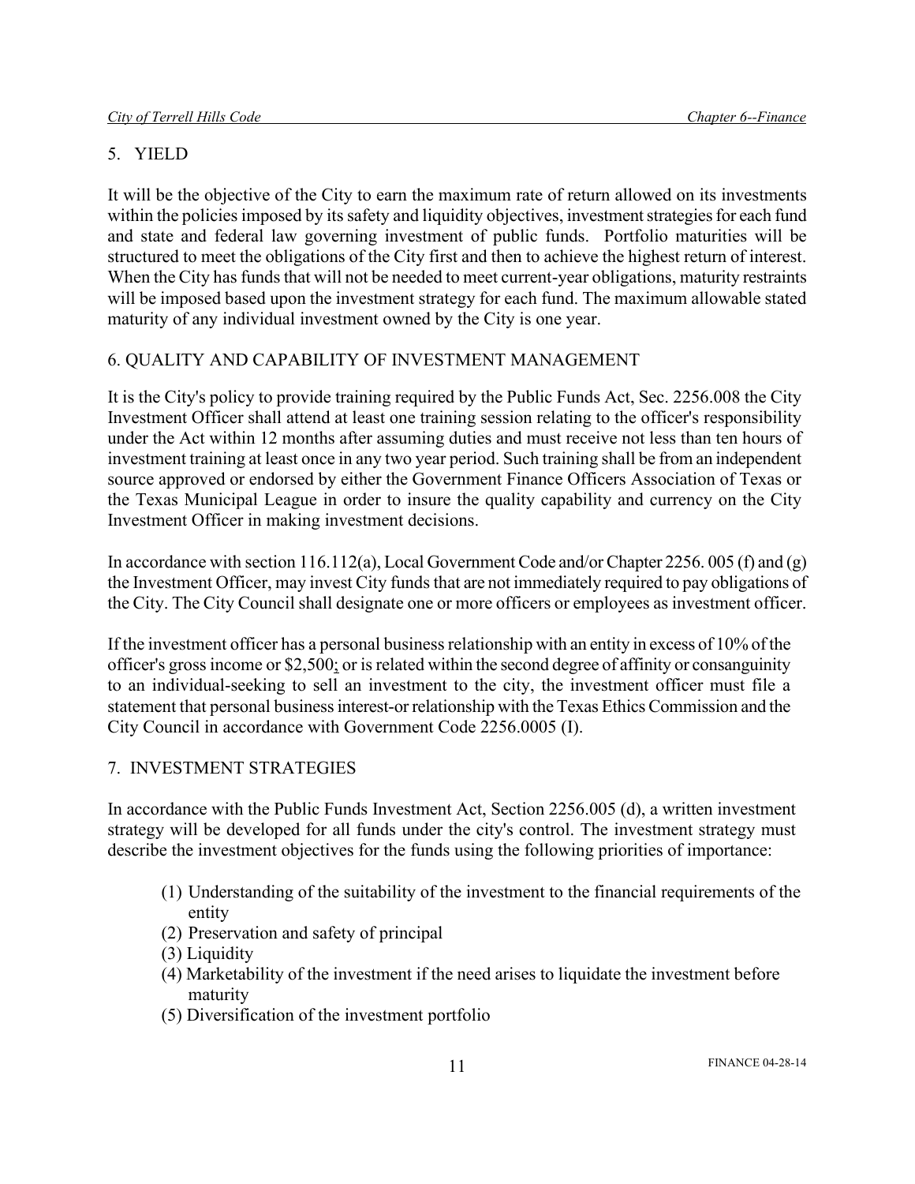## 5. YIELD

It will be the objective of the City to earn the maximum rate of return allowed on its investments within the policies imposed by its safety and liquidity objectives, investment strategies for each fund and state and federal law governing investment of public funds. Portfolio maturities will be structured to meet the obligations of the City first and then to achieve the highest return of interest. When the City has funds that will not be needed to meet current-year obligations, maturity restraints will be imposed based upon the investment strategy for each fund. The maximum allowable stated maturity of any individual investment owned by the City is one year.

## 6. QUALITY AND CAPABILITY OF INVESTMENT MANAGEMENT

It is the City's policy to provide training required by the Public Funds Act, Sec. 2256.008 the City Investment Officer shall attend at least one training session relating to the officer's responsibility under the Act within 12 months after assuming duties and must receive not less than ten hours of investment training at least once in any two year period. Such training shall be from an independent source approved or endorsed by either the Government Finance Officers Association of Texas or the Texas Municipal League in order to insure the quality capability and currency on the City Investment Officer in making investment decisions.

In accordance with section 116.112(a), Local Government Code and/or Chapter 2256. 005 (f) and (g) the Investment Officer, may invest City funds that are not immediately required to pay obligations of the City. The City Council shall designate one or more officers or employees as investment officer.

If the investment officer has a personal business relationship with an entity in excess of 10% of the officer's gross income or $2,500; or is related within the second degree of affinity or consanguinity to an individual-seeking to sell an investment to the city, the investment officer must file a statement that personal business interest-or relationship with the Texas Ethics Commission and the City Council in accordance with Government Code 2256.0005 (I).

## 7. INVESTMENT STRATEGIES

In accordance with the Public Funds Investment Act, Section 2256.005 (d), a written investment strategy will be developed for all funds under the city's control. The investment strategy must describe the investment objectives for the funds using the following priorities of importance:

(1) Understanding of the suitability of the investment to the financial requirements of the entity
(2) Preservation and safety of principal
(3) Liquidity
(4) Marketability of the investment if the need arises to liquidate the investment before maturity
(5) Diversification of the investment portfolio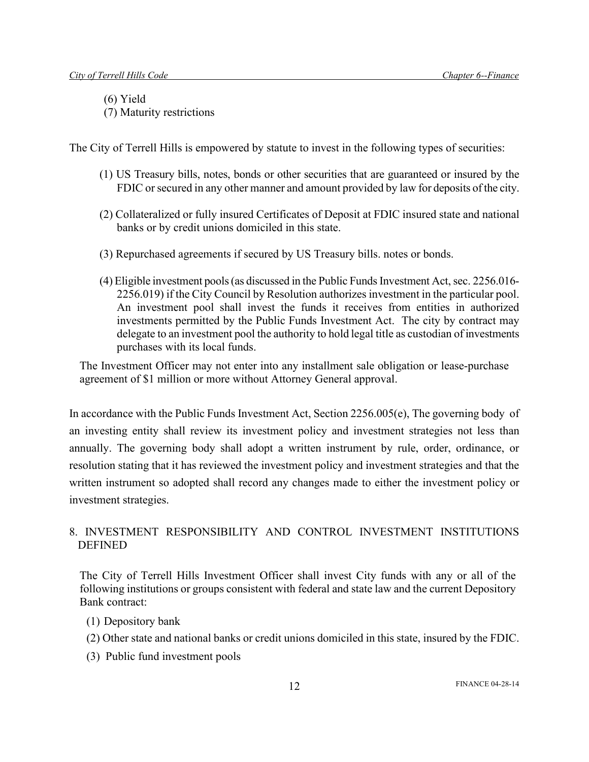(6) Yield
(7) Maturity restrictions

The City of Terrell Hills is empowered by statute to invest in the following types of securities:

(1) US Treasury bills, notes, bonds or other securities that are guaranteed or insured by the FDIC or secured in any other manner and amount provided by law for deposits of the city.

(2) Collateralized or fully insured Certificates of Deposit at FDIC insured state and national banks or by credit unions domiciled in this state.

(3) Repurchased agreements if secured by US Treasury bills. notes or bonds.

(4) Eligible investment pools (as discussed in the Public Funds Investment Act, sec. 2256.016-2256.019) if the City Council by Resolution authorizes investment in the particular pool. An investment pool shall invest the funds it receives from entities in authorized investments permitted by the Public Funds Investment Act. The city by contract may delegate to an investment pool the authority to hold legal title as custodian of investments purchases with its local funds.

The Investment Officer may not enter into any installment sale obligation or lease-purchase agreement of $1 million or more without Attorney General approval.

In accordance with the Public Funds Investment Act, Section 2256.005(e), The governing body of an investing entity shall review its investment policy and investment strategies not less than annually. The governing body shall adopt a written instrument by rule, order, ordinance, or resolution stating that it has reviewed the investment policy and investment strategies and that the written instrument so adopted shall record any changes made to either the investment policy or investment strategies.

## 8. INVESTMENT RESPONSIBILITY AND CONTROL INVESTMENT INSTITUTIONS DEFINED

The City of Terrell Hills Investment Officer shall invest City funds with any or all of the following institutions or groups consistent with federal and state law and the current Depository Bank contract:

(1) Depository bank

(2) Other state and national banks or credit unions domiciled in this state, insured by the FDIC.

(3) Public fund investment pools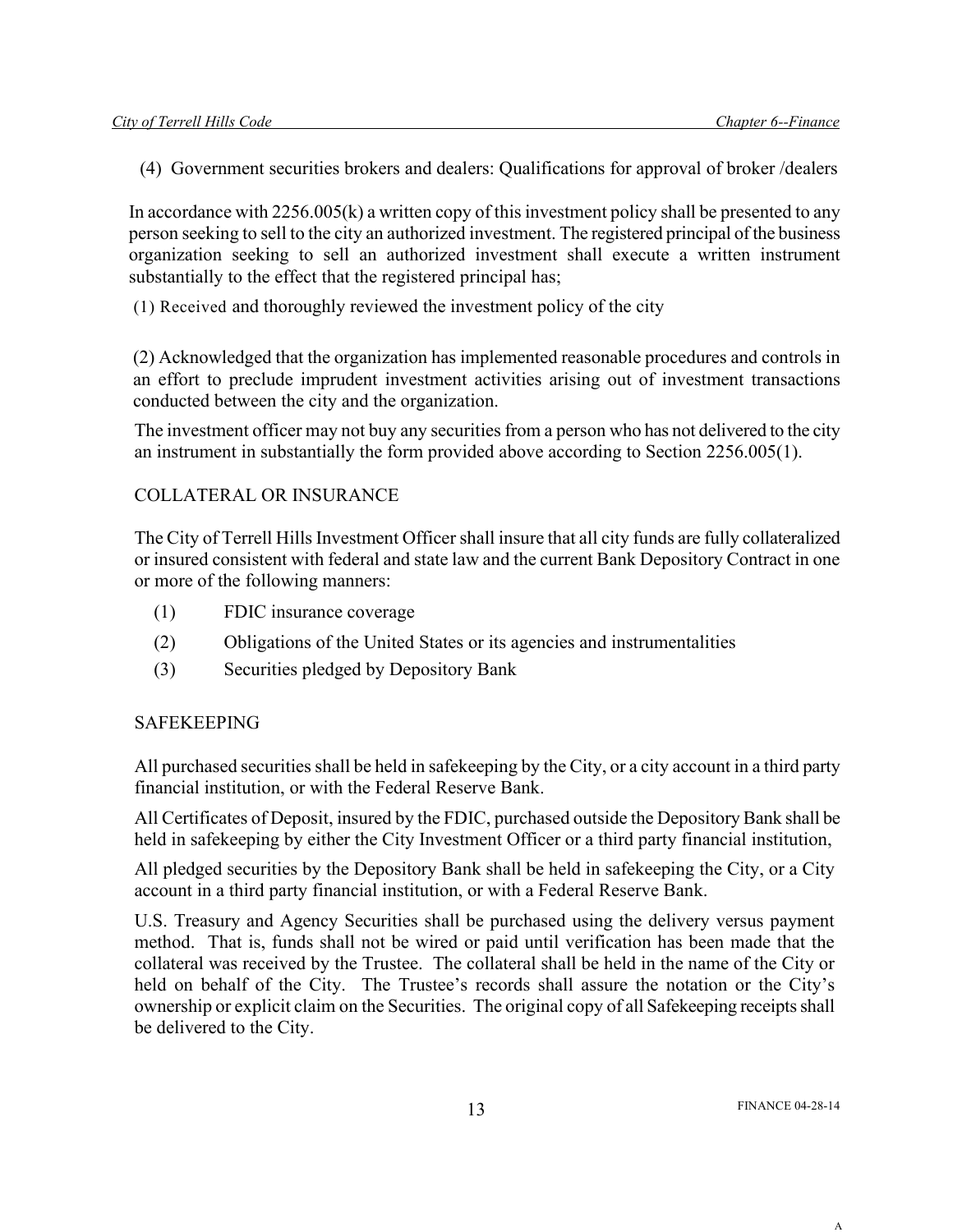(4) Government securities brokers and dealers: Qualifications for approval of broker /dealers

In accordance with 2256.005(k) a written copy of this investment policy shall be presented to any person seeking to sell to the city an authorized investment. The registered principal of the business organization seeking to sell an authorized investment shall execute a written instrument substantially to the effect that the registered principal has;

(1) Received and thoroughly reviewed the investment policy of the city

(2) Acknowledged that the organization has implemented reasonable procedures and controls in an effort to preclude imprudent investment activities arising out of investment transactions conducted between the city and the organization.

The investment officer may not buy any securities from a person who has not delivered to the city an instrument in substantially the form provided above according to Section 2256.005(1).

## COLLATERAL OR INSURANCE

The City of Terrell Hills Investment Officer shall insure that all city funds are fully collateralized or insured consistent with federal and state law and the current Bank Depository Contract in one or more of the following manners:

(1) FDIC insurance coverage

(2) Obligations of the United States or its agencies and instrumentalities

(3) Securities pledged by Depository Bank

## SAFEKEEPING

All purchased securities shall be held in safekeeping by the City, or a city account in a third party financial institution, or with the Federal Reserve Bank.

All Certificates of Deposit, insured by the FDIC, purchased outside the Depository Bank shall be held in safekeeping by either the City Investment Officer or a third party financial institution,

All pledged securities by the Depository Bank shall be held in safekeeping the City, or a City account in a third party financial institution, or with a Federal Reserve Bank.

U.S. Treasury and Agency Securities shall be purchased using the delivery versus payment method. That is, funds shall not be wired or paid until verification has been made that the collateral was received by the Trustee. The collateral shall be held in the name of the City or held on behalf of the City. The Trustee's records shall assure the notation or the City's ownership or explicit claim on the Securities. The original copy of all Safekeeping receipts shall be delivered to the City.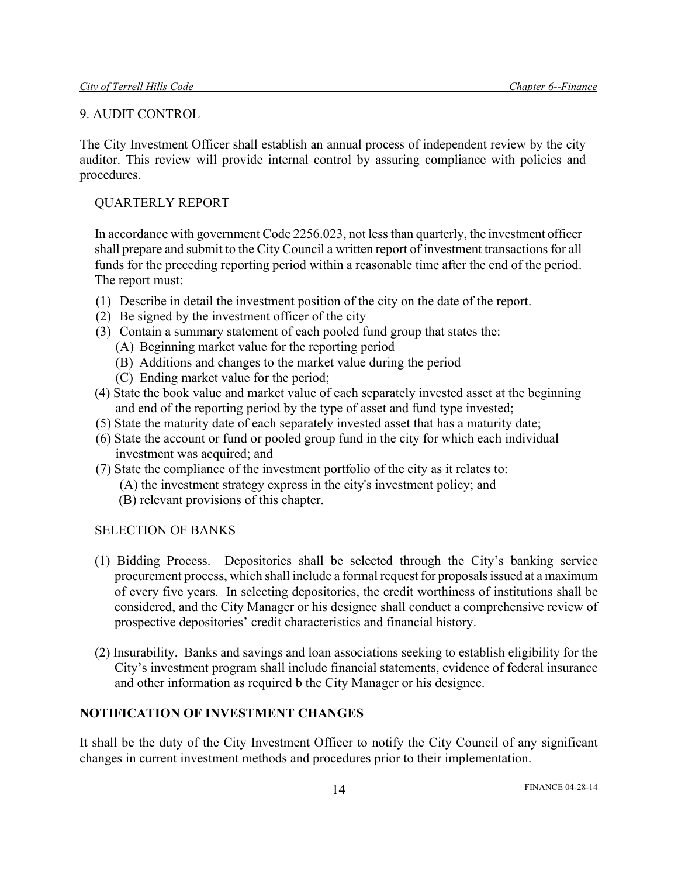## 9. AUDIT CONTROL

The City Investment Officer shall establish an annual process of independent review by the city auditor. This review will provide internal control by assuring compliance with policies and procedures.

### QUARTERLY REPORT

In accordance with government Code 2256.023, not less than quarterly, the investment officer shall prepare and submit to the City Council a written report of investment transactions for all funds for the preceding reporting period within a reasonable time after the end of the period. The report must:

(1) Describe in detail the investment position of the city on the date of the report.
(2) Be signed by the investment officer of the city
(3) Contain a summary statement of each pooled fund group that states the:
  (A) Beginning market value for the reporting period
  (B) Additions and changes to the market value during the period
  (C) Ending market value for the period;
(4) State the book value and market value of each separately invested asset at the beginning and end of the reporting period by the type of asset and fund type invested;
(5) State the maturity date of each separately invested asset that has a maturity date;
(6) State the account or fund or pooled group fund in the city for which each individual investment was acquired; and
(7) State the compliance of the investment portfolio of the city as it relates to:
  (A) the investment strategy express in the city's investment policy; and
  (B) relevant provisions of this chapter.

### SELECTION OF BANKS

(1) Bidding Process. Depositories shall be selected through the City's banking service procurement process, which shall include a formal request for proposals issued at a maximum of every five years. In selecting depositories, the credit worthiness of institutions shall be considered, and the City Manager or his designee shall conduct a comprehensive review of prospective depositories' credit characteristics and financial history.

(2) Insurability. Banks and savings and loan associations seeking to establish eligibility for the City's investment program shall include financial statements, evidence of federal insurance and other information as required b the City Manager or his designee.

## NOTIFICATION OF INVESTMENT CHANGES

It shall be the duty of the City Investment Officer to notify the City Council of any significant changes in current investment methods and procedures prior to their implementation.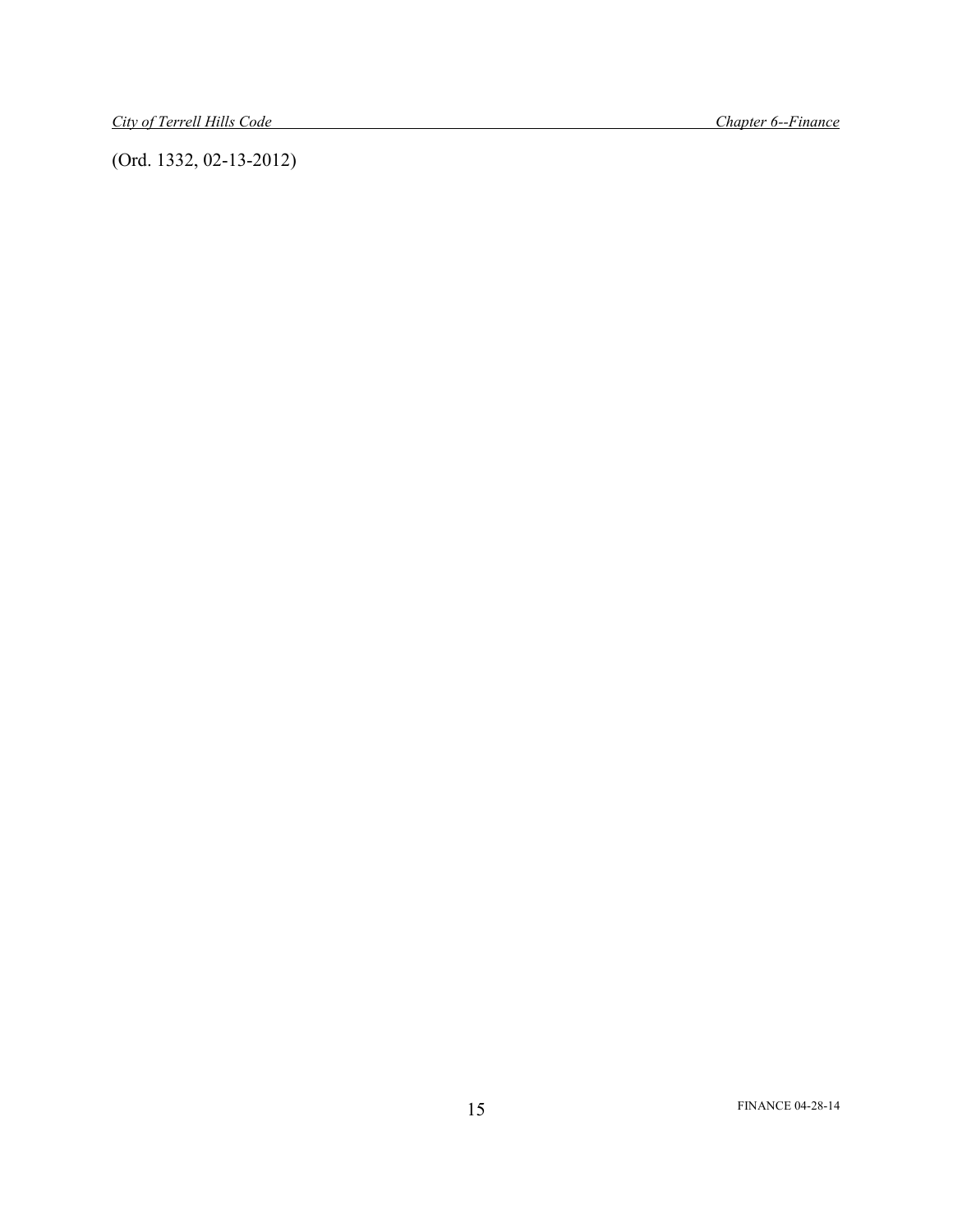(Ord. 1332, 02-13-2012)